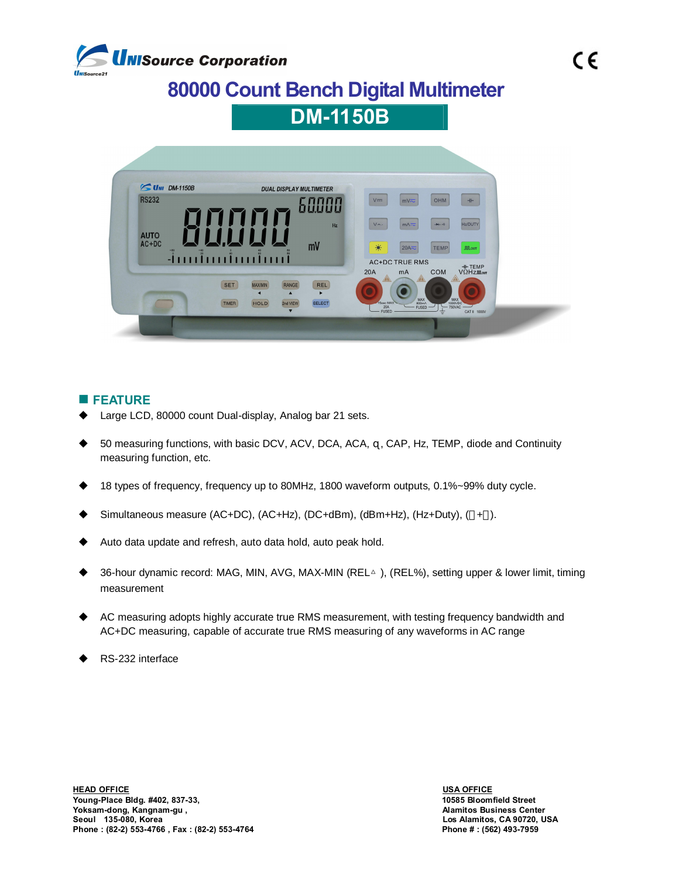UNISource Corporation

CE

# 80000 Count Bench Digital Multimeter

## DM-1150B

## FEATURE

- Large LCD, 80000 count Dual-display, Analog bar 21 sets.
- 50 measuring functions, with basic DCV, ACV, DCA, ACA, �q, CAP, Hz, TEMP, diode and Continuity measuring function, etc.
- 18 types of frequency, frequency up to 80MHz, 1800 waveform outputs, 0.1%~99% duty cycle.
- Simultaneous measure (AC+DC), (AC+Hz), (DC+dBm), (dBm+Hz), (Hz+Duty), (+).
- Auto data update and refresh, auto data hold, auto peak hold.
- 36-hour dynamic record: MAG, MIN, AVG, MAX-MIN (REL△ ), (REL%), setting upper & lower limit, timing measurement
- AC measuring adopts highly accurate true RMS measurement, with testing frequency bandwidth and AC+DC measuring, capable of accurate true RMS measuring of any waveforms in AC range
- RS-232 interface

**HEAD OFFICE**
**Young-Place Bldg. #402, 837-33,**
**Yoksam-dong, Kangnam-gu ,**
**Seoul 135-080, Korea**
**Phone : (82-2) 553-4766 , Fax : (82-2) 553-4764**

**USA OFFICE**
**10585 Bloomfield Street**
**Alamitos Business Center**
**Los Alamitos, CA 90720, USA**
**Phone # : (562) 493-7959**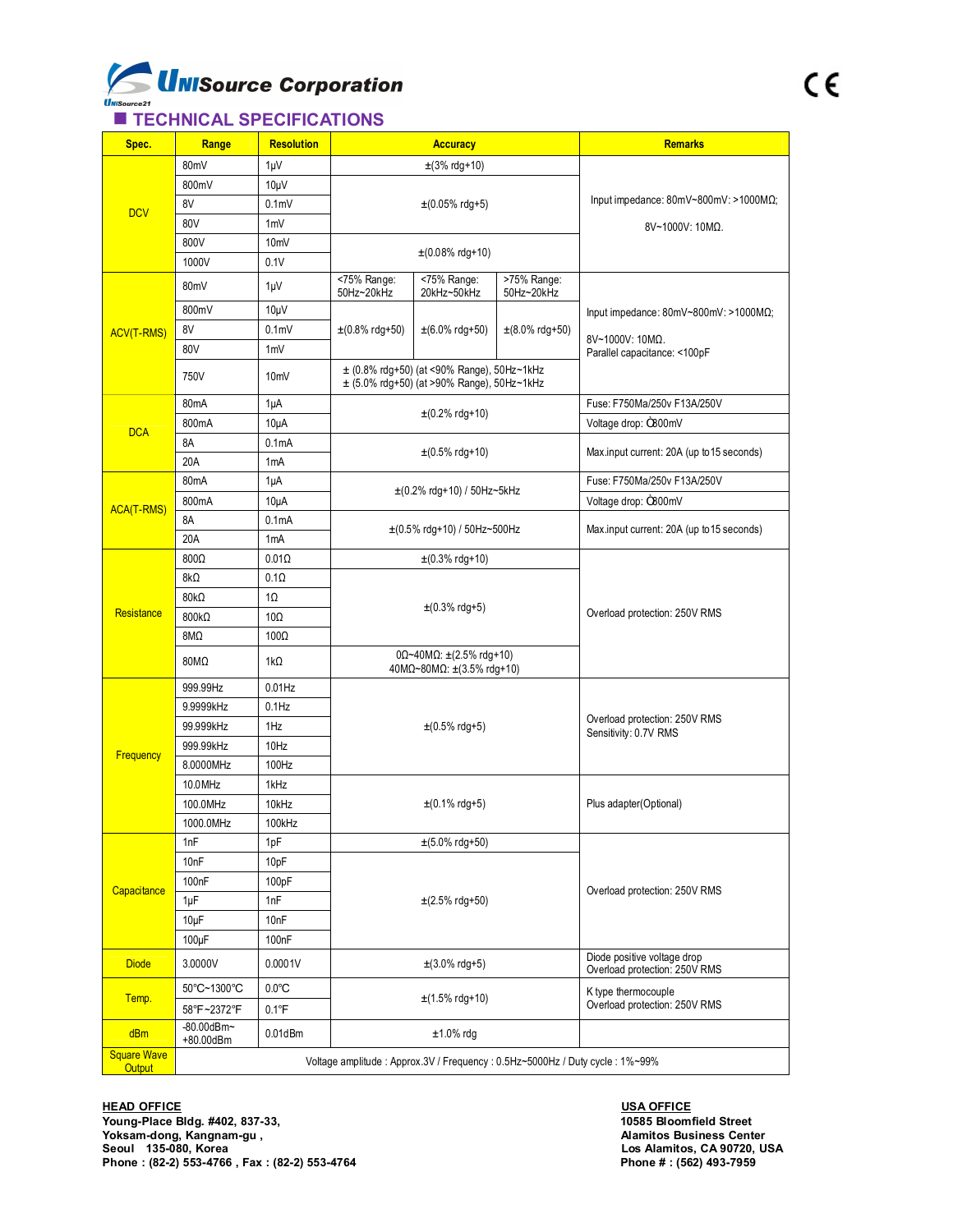UNISource Corporation

## TECHNICAL SPECIFICATIONS

| Spec. | Range | Resolution | Accuracy | | | Remarks |
|---|---|---|---|---|---|---|
| DCV | 80mV | 1μV | ±(3% rdg+10) | | | Input impedance: 80mV~800mV: >1000MΩ; 8V~1000V: 10MΩ. |
| | 800mV | 10μV | ±(0.05% rdg+5) | | | |
| | 8V | 0.1mV | | | | |
| | 80V | 1mV | | | | |
| | 800V | 10mV | ±(0.08% rdg+10) | | | |
| | 1000V | 0.1V | | | | |
| ACV(T-RMS) | 80mV | 1μV | <75% Range: 50Hz~20kHz | <75% Range: 20kHz~50kHz | >75% Range: 50Hz~20kHz | Input impedance: 80mV~800mV: >1000MΩ; 8V~1000V: 10MΩ. Parallel capacitance: <100pF |
| | 800mV | 10μV | ±(0.8% rdg+50) | ±(6.0% rdg+50) | ±(8.0% rdg+50) | |
| | 8V | 0.1mV | | | | |
| | 80V | 1mV | | | | |
| | 750V | 10mV | ± (0.8% rdg+50) (at <90% Range), 50Hz~1kHz ± (5.0% rdg+50) (at >90% Range), 50Hz~1kHz | | | |
| DCA | 80mA | 1μA | ±(0.2% rdg+10) | | | Fuse: F750Ma/250v F13A/250V |
| | 800mA | 10μA | | | | Voltage drop: Ò800mV |
| | 8A | 0.1mA | ±(0.5% rdg+10) | | | Max.input current: 20A (up to15 seconds) |
| | 20A | 1mA | | | | |
| ACA(T-RMS) | 80mA | 1μA | ±(0.2% rdg+10) / 50Hz~5kHz | | | Fuse: F750Ma/250v F13A/250V |
| | 800mA | 10μA | | | | Voltage drop: Ò800mV |
| | 8A | 0.1mA | ±(0.5% rdg+10) / 50Hz~500Hz | | | Max.input current: 20A (up to15 seconds) |
| | 20A | 1mA | | | | |
| Resistance | 800Ω | 0.01Ω | ±(0.3% rdg+10) | | | Overload protection: 250V RMS |
| | 8kΩ | 0.1Ω | ±(0.3% rdg+5) | | | |
| | 80kΩ | 1Ω | | | | |
| | 800kΩ | 10Ω | | | | |
| | 8MΩ | 100Ω | | | | |
| | 80MΩ | 1kΩ | 0Ω~40MΩ: ±(2.5% rdg+10) 40MΩ~80MΩ: ±(3.5% rdg+10) | | | |
| Frequency | 999.99Hz | 0.01Hz | ±(0.5% rdg+5) | | | Overload protection: 250V RMS Sensitivity: 0.7V RMS |
| | 9.9999kHz | 0.1Hz | | | | |
| | 99.999kHz | 1Hz | | | | |
| | 999.99kHz | 10Hz | | | | |
| | 8.0000MHz | 100Hz | | | | |
| | 10.0MHz | 1kHz | ±(0.1% rdg+5) | | | Plus adapter(Optional) |
| | 100.0MHz | 10kHz | | | | |
| | 1000.0MHz | 100kHz | | | | |
| Capacitance | 1nF | 1pF | ±(5.0% rdg+50) | | | Overload protection: 250V RMS |
| | 10nF | 10pF | ±(2.5% rdg+50) | | | |
| | 100nF | 100pF | | | | |
| | 1μF | 1nF | | | | |
| | 10μF | 10nF | | | | |
| | 100μF | 100nF | | | | |
| Diode | 3.0000V | 0.0001V | ±(3.0% rdg+5) | | | Diode positive voltage drop Overload protection: 250V RMS |
| Temp. | 50°C~1300°C | 0.0°C | ±(1.5% rdg+10) | | | K type thermocouple Overload protection: 250V RMS |
| | 58°F~2372°F | 0.1°F | | | | |
| dBm | -80.00dBm~ +80.00dBm | 0.01dBm | ±1.0% rdg | | | |
| Square Wave Output | Voltage amplitude : Approx.3V / Frequency : 0.5Hz~5000Hz / Duty cycle : 1%~99% | | | | | |

**HEAD OFFICE**
**Young-Place Bldg. #402, 837-33,**
**Yoksam-dong, Kangnam-gu ,**
**Seoul 135-080, Korea**
**Phone : (82-2) 553-4766 , Fax : (82-2) 553-4764**

**USA OFFICE**
**10585 Bloomfield Street**
**Alamitos Business Center**
**Los Alamitos, CA 90720, USA**
**Phone # : (562) 493-7959**